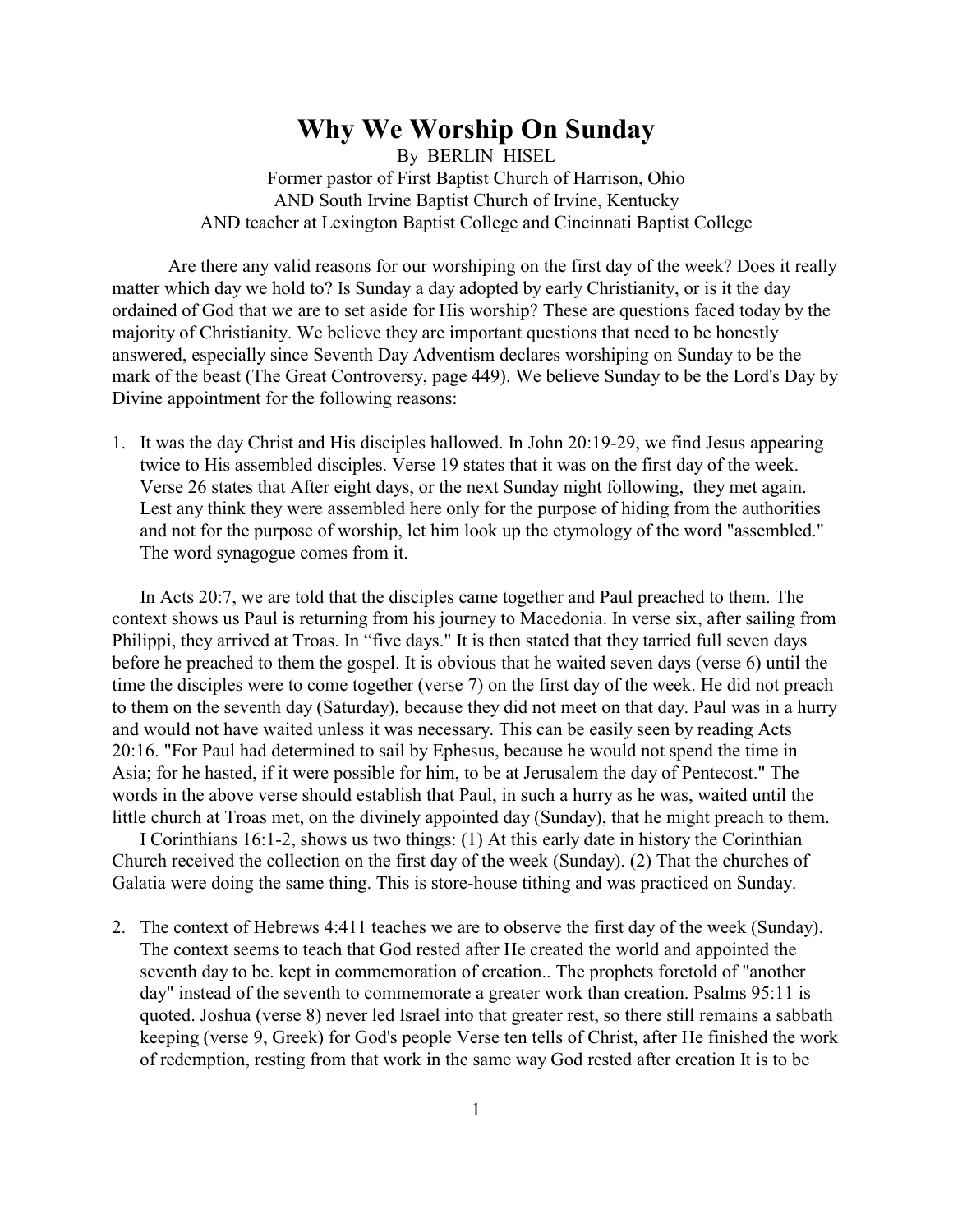# Why We Worship On Sunday

By BERLIN HISEL
Former pastor of First Baptist Church of Harrison, Ohio
AND South Irvine Baptist Church of Irvine, Kentucky
AND teacher at Lexington Baptist College and Cincinnati Baptist College

Are there any valid reasons for our worshiping on the first day of the week? Does it really matter which day we hold to? Is Sunday a day adopted by early Christianity, or is it the day ordained of God that we are to set aside for His worship? These are questions faced today by the majority of Christianity. We believe they are important questions that need to be honestly answered, especially since Seventh Day Adventism declares worshiping on Sunday to be the mark of the beast (The Great Controversy, page 449). We believe Sunday to be the Lord's Day by Divine appointment for the following reasons:

1. It was the day Christ and His disciples hallowed. In John 20:19-29, we find Jesus appearing twice to His assembled disciples. Verse 19 states that it was on the first day of the week. Verse 26 states that After eight days, or the next Sunday night following, they met again. Lest any think they were assembled here only for the purpose of hiding from the authorities and not for the purpose of worship, let him look up the etymology of the word "assembled." The word synagogue comes from it.

   In Acts 20:7, we are told that the disciples came together and Paul preached to them. The context shows us Paul is returning from his journey to Macedonia. In verse six, after sailing from Philippi, they arrived at Troas. In "five days." It is then stated that they tarried full seven days before he preached to them the gospel. It is obvious that he waited seven days (verse 6) until the time the disciples were to come together (verse 7) on the first day of the week. He did not preach to them on the seventh day (Saturday), because they did not meet on that day. Paul was in a hurry and would not have waited unless it was necessary. This can be easily seen by reading Acts 20:16. "For Paul had determined to sail by Ephesus, because he would not spend the time in Asia; for he hasted, if it were possible for him, to be at Jerusalem the day of Pentecost." The words in the above verse should establish that Paul, in such a hurry as he was, waited until the little church at Troas met, on the divinely appointed day (Sunday), that he might preach to them.

   I Corinthians 16:1-2, shows us two things: (1) At this early date in history the Corinthian Church received the collection on the first day of the week (Sunday). (2) That the churches of Galatia were doing the same thing. This is store-house tithing and was practiced on Sunday.

2. The context of Hebrews 4:411 teaches we are to observe the first day of the week (Sunday). The context seems to teach that God rested after He created the world and appointed the seventh day to be. kept in commemoration of creation.. The prophets foretold of "another day" instead of the seventh to commemorate a greater work than creation. Psalms 95:11 is quoted. Joshua (verse 8) never led Israel into that greater rest, so there still remains a sabbath keeping (verse 9, Greek) for God's people Verse ten tells of Christ, after He finished the work of redemption, resting from that work in the same way God rested after creation It is to be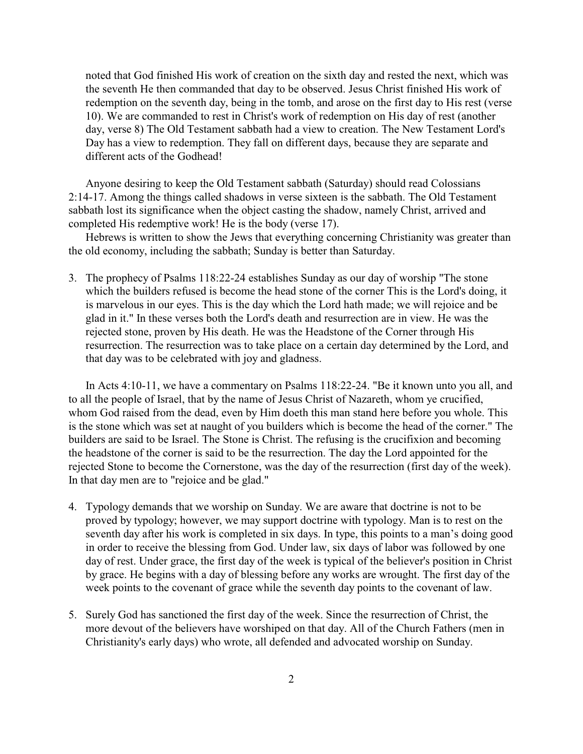noted that God finished His work of creation on the sixth day and rested the next, which was the seventh He then commanded that day to be observed. Jesus Christ finished His work of redemption on the seventh day, being in the tomb, and arose on the first day to His rest (verse 10). We are commanded to rest in Christ's work of redemption on His day of rest (another day, verse 8) The Old Testament sabbath had a view to creation. The New Testament Lord's Day has a view to redemption. They fall on different days, because they are separate and different acts of the Godhead!

Anyone desiring to keep the Old Testament sabbath (Saturday) should read Colossians 2:14-17. Among the things called shadows in verse sixteen is the sabbath. The Old Testament sabbath lost its significance when the object casting the shadow, namely Christ, arrived and completed His redemptive work! He is the body (verse 17).

Hebrews is written to show the Jews that everything concerning Christianity was greater than the old economy, including the sabbath; Sunday is better than Saturday.

3. The prophecy of Psalms 118:22-24 establishes Sunday as our day of worship "The stone which the builders refused is become the head stone of the corner This is the Lord's doing, it is marvelous in our eyes. This is the day which the Lord hath made; we will rejoice and be glad in it." In these verses both the Lord's death and resurrection are in view. He was the rejected stone, proven by His death. He was the Headstone of the Corner through His resurrection. The resurrection was to take place on a certain day determined by the Lord, and that day was to be celebrated with joy and gladness.

In Acts 4:10-11, we have a commentary on Psalms 118:22-24. "Be it known unto you all, and to all the people of Israel, that by the name of Jesus Christ of Nazareth, whom ye crucified, whom God raised from the dead, even by Him doeth this man stand here before you whole. This is the stone which was set at naught of you builders which is become the head of the corner." The builders are said to be Israel. The Stone is Christ. The refusing is the crucifixion and becoming the headstone of the corner is said to be the resurrection. The day the Lord appointed for the rejected Stone to become the Cornerstone, was the day of the resurrection (first day of the week). In that day men are to "rejoice and be glad."

4. Typology demands that we worship on Sunday. We are aware that doctrine is not to be proved by typology; however, we may support doctrine with typology. Man is to rest on the seventh day after his work is completed in six days. In type, this points to a man's doing good in order to receive the blessing from God. Under law, six days of labor was followed by one day of rest. Under grace, the first day of the week is typical of the believer's position in Christ by grace. He begins with a day of blessing before any works are wrought. The first day of the week points to the covenant of grace while the seventh day points to the covenant of law.

5. Surely God has sanctioned the first day of the week. Since the resurrection of Christ, the more devout of the believers have worshiped on that day. All of the Church Fathers (men in Christianity's early days) who wrote, all defended and advocated worship on Sunday.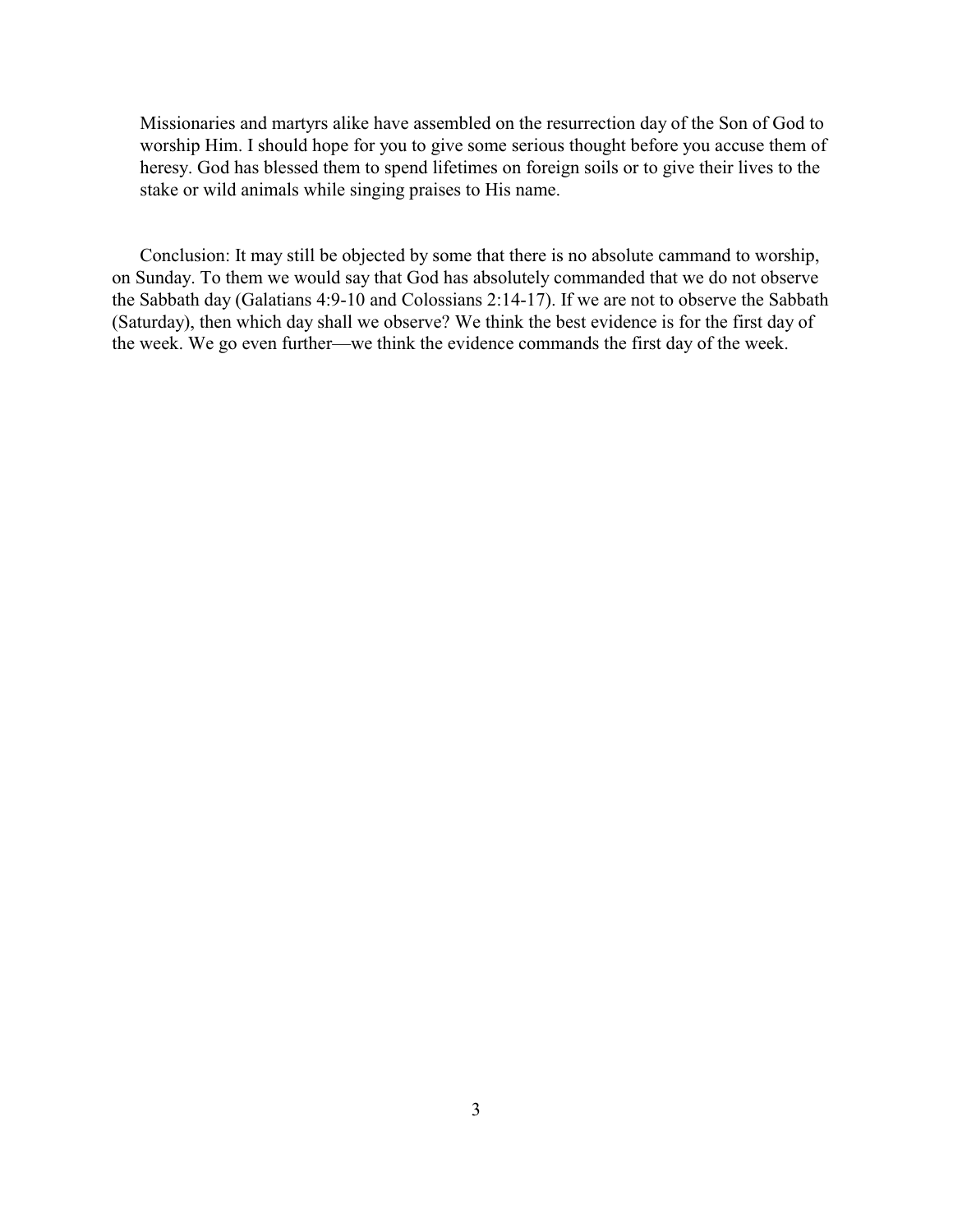> Missionaries and martyrs alike have assembled on the resurrection day of the Son of God to worship Him. I should hope for you to give some serious thought before you accuse them of heresy. God has blessed them to spend lifetimes on foreign soils or to give their lives to the stake or wild animals while singing praises to His name.

Conclusion: It may still be objected by some that there is no absolute cammand to worship, on Sunday. To them we would say that God has absolutely commanded that we do not observe the Sabbath day (Galatians 4:9-10 and Colossians 2:14-17). If we are not to observe the Sabbath (Saturday), then which day shall we observe? We think the best evidence is for the first day of the week. We go even further—we think the evidence commands the first day of the week.